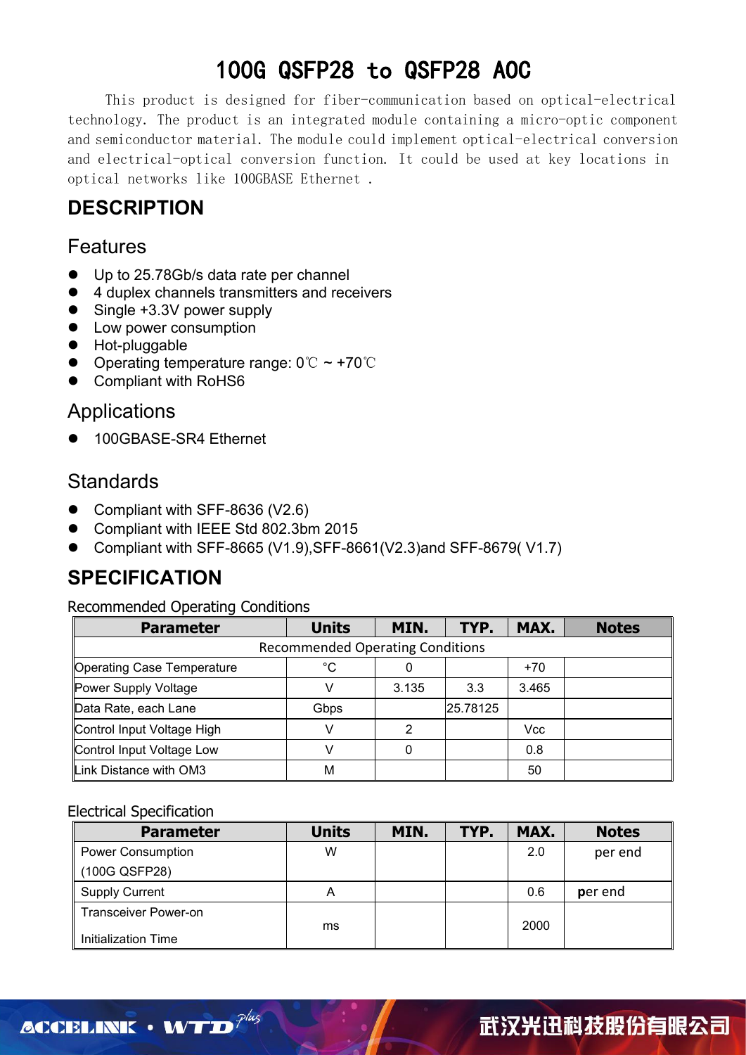# 100G QSFP28 to QSFP28 AOC

This product is designed for fiber-communication based on optical-electrical technology. The product is an integrated module containing a micro-optic component and semiconductor material. The module could implement optical-electrical conversion and electrical-optical conversion function. It could be used at key locations in optical networks like 100GBASE Ethernet .

## DESCRIPTION

### Features

- Up to 25.78Gb/s data rate per channel
- 4 duplex channels transmitters and receivers
- Single +3.3V power supply
- Low power consumption
- Hot-pluggable
- Operating temperature range: 0℃ ~ +70℃
- Compliant with RoHS6

### Applications

- 100GBASE-SR4 Ethernet

### Standards

- Compliant with SFF-8636 (V2.6)
- Compliant with IEEE Std 802.3bm 2015
- Compliant with SFF-8665 (V1.9),SFF-8661(V2.3)and SFF-8679( V1.7)

## SPECIFICATION

Recommended Operating Conditions

| Parameter | Units | MIN. | TYP. | MAX. | Notes |
|---|---|---|---|---|---|
| Recommended Operating Conditions | | | | | |
| Operating Case Temperature | °C | 0 | | +70 | |
| Power Supply Voltage | V | 3.135 | 3.3 | 3.465 | |
| Data Rate, each Lane | Gbps | | 25.78125 | | |
| Control Input Voltage High | V | 2 | | Vcc | |
| Control Input Voltage Low | V | 0 | | 0.8 | |
| Link Distance with OM3 | M | | | 50 | |

Electrical Specification

| Parameter | Units | MIN. | TYP. | MAX. | Notes |
|---|---|---|---|---|---|
| Power Consumption (100G QSFP28) | W | | | 2.0 | per end |
| Supply Current | A | | | 0.6 | per end |
| Transceiver Power-on Initialization Time | ms | | | 2000 | |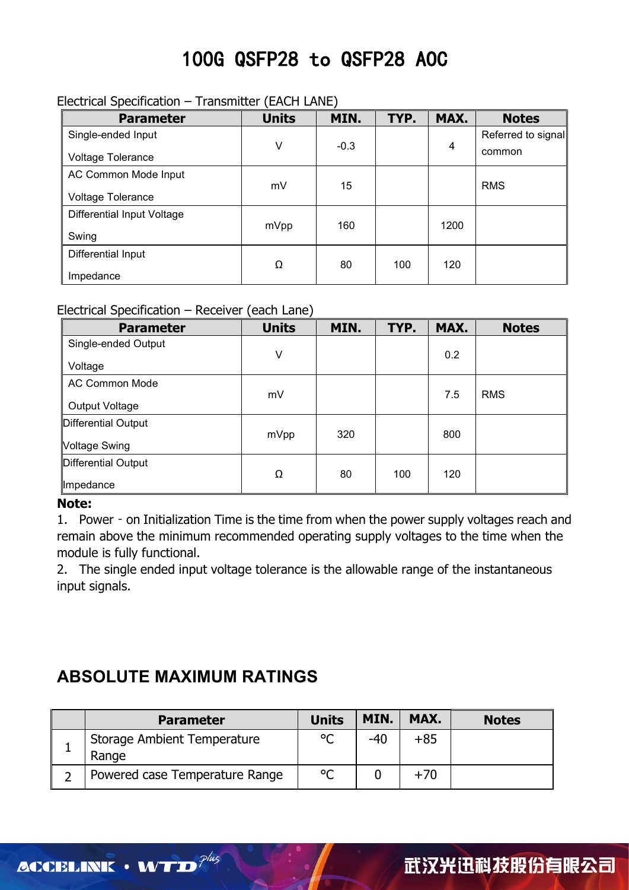# 100G QSFP28 to QSFP28 AOC

Electrical Specification – Transmitter (EACH LANE)

| Parameter | Units | MIN. | TYP. | MAX. | Notes |
|---|---|---|---|---|---|
| Single-ended Input Voltage Tolerance | V | -0.3 | | 4 | Referred to signal common |
| AC Common Mode Input Voltage Tolerance | mV | 15 | | | RMS |
| Differential Input Voltage Swing | mVpp | 160 | | 1200 | |
| Differential Input Impedance | Ω | 80 | 100 | 120 | |

Electrical Specification – Receiver (each Lane)

| Parameter | Units | MIN. | TYP. | MAX. | Notes |
|---|---|---|---|---|---|
| Single-ended Output Voltage | V | | | 0.2 | |
| AC Common Mode Output Voltage | mV | | | 7.5 | RMS |
| Differential Output Voltage Swing | mVpp | 320 | | 800 | |
| Differential Output Impedance | Ω | 80 | 100 | 120 | |

**Note:**

1. Power - on Initialization Time is the time from when the power supply voltages reach and remain above the minimum recommended operating supply voltages to the time when the module is fully functional.
2. The single ended input voltage tolerance is the allowable range of the instantaneous input signals.

## ABSOLUTE MAXIMUM RATINGS

| | Parameter | Units | MIN. | MAX. | Notes |
|---|---|---|---|---|---|
| 1 | Storage Ambient Temperature Range | °C | -40 | +85 | |
| 2 | Powered case Temperature Range | °C | 0 | +70 | |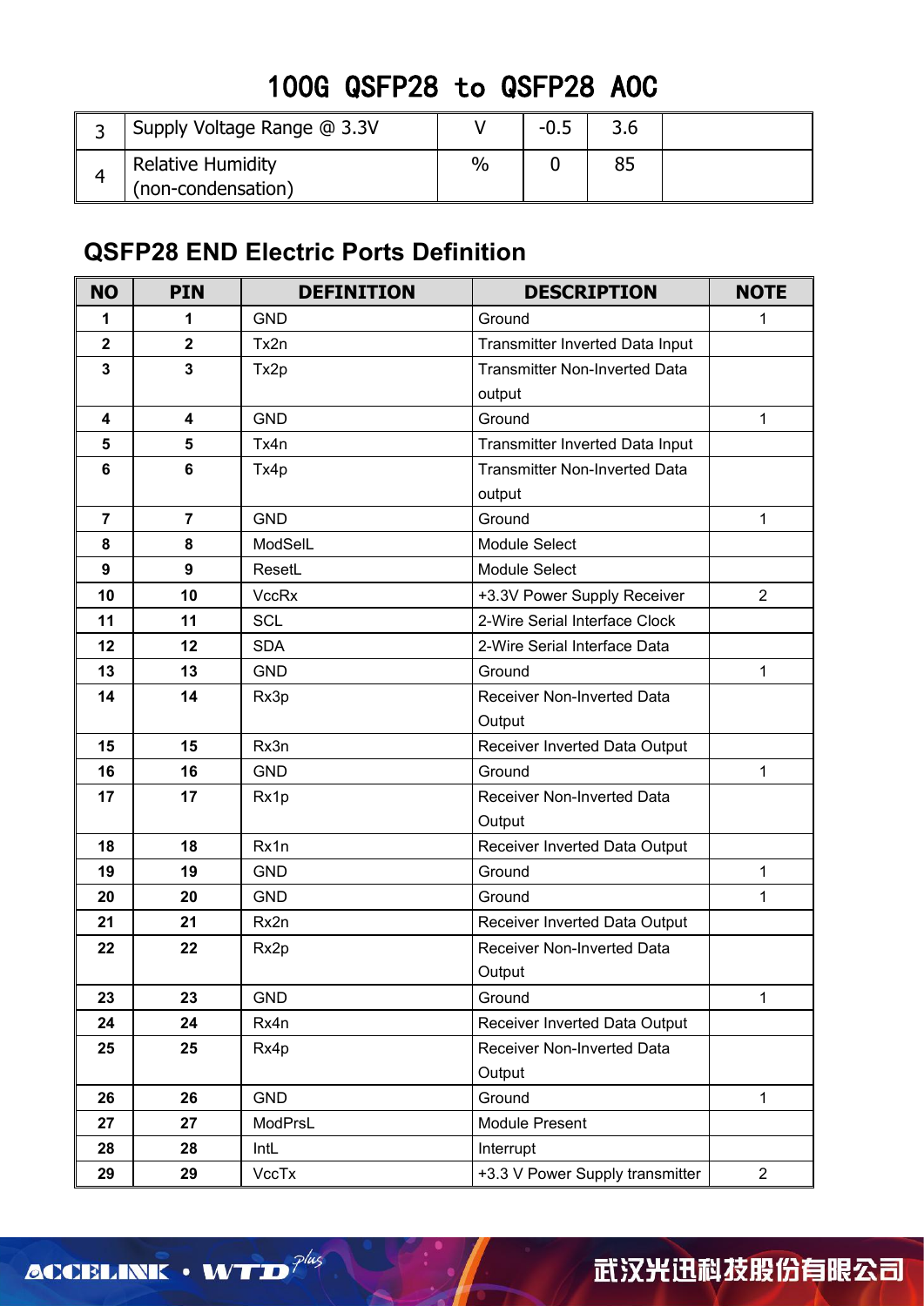# 100G QSFP28 to QSFP28 AOC

| 3 | Supply Voltage Range @ 3.3V | V | -0.5 | 3.6 | |
|---|---|---|---|---|---|
| 4 | Relative Humidity (non-condensation) | % | 0 | 85 | |

## QSFP28 END Electric Ports Definition

| NO | PIN | DEFINITION | DESCRIPTION | NOTE |
|---|---|---|---|---|
| 1 | 1 | GND | Ground | 1 |
| 2 | 2 | Tx2n | Transmitter Inverted Data Input | |
| 3 | 3 | Tx2p | Transmitter Non-Inverted Data output | |
| 4 | 4 | GND | Ground | 1 |
| 5 | 5 | Tx4n | Transmitter Inverted Data Input | |
| 6 | 6 | Tx4p | Transmitter Non-Inverted Data output | |
| 7 | 7 | GND | Ground | 1 |
| 8 | 8 | ModSelL | Module Select | |
| 9 | 9 | ResetL | Module Select | |
| 10 | 10 | VccRx | +3.3V Power Supply Receiver | 2 |
| 11 | 11 | SCL | 2-Wire Serial Interface Clock | |
| 12 | 12 | SDA | 2-Wire Serial Interface Data | |
| 13 | 13 | GND | Ground | 1 |
| 14 | 14 | Rx3p | Receiver Non-Inverted Data Output | |
| 15 | 15 | Rx3n | Receiver Inverted Data Output | |
| 16 | 16 | GND | Ground | 1 |
| 17 | 17 | Rx1p | Receiver Non-Inverted Data Output | |
| 18 | 18 | Rx1n | Receiver Inverted Data Output | |
| 19 | 19 | GND | Ground | 1 |
| 20 | 20 | GND | Ground | 1 |
| 21 | 21 | Rx2n | Receiver Inverted Data Output | |
| 22 | 22 | Rx2p | Receiver Non-Inverted Data Output | |
| 23 | 23 | GND | Ground | 1 |
| 24 | 24 | Rx4n | Receiver Inverted Data Output | |
| 25 | 25 | Rx4p | Receiver Non-Inverted Data Output | |
| 26 | 26 | GND | Ground | 1 |
| 27 | 27 | ModPrsL | Module Present | |
| 28 | 28 | IntL | Interrupt | |
| 29 | 29 | VccTx | +3.3 V Power Supply transmitter | 2 |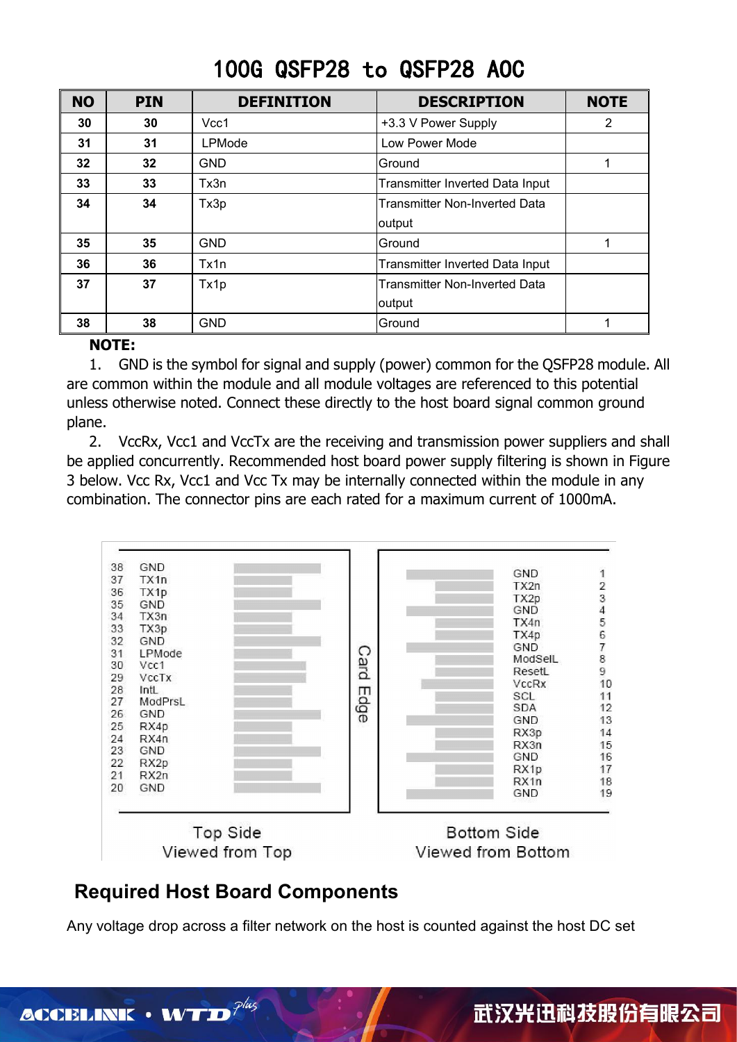# 100G QSFP28 to QSFP28 AOC

| NO | PIN | DEFINITION | DESCRIPTION | NOTE |
|---|---|---|---|---|
| 30 | 30 | Vcc1 | +3.3 V Power Supply | 2 |
| 31 | 31 | LPMode | Low Power Mode | |
| 32 | 32 | GND | Ground | 1 |
| 33 | 33 | Tx3n | Transmitter Inverted Data Input | |
| 34 | 34 | Tx3p | Transmitter Non-Inverted Data output | |
| 35 | 35 | GND | Ground | 1 |
| 36 | 36 | Tx1n | Transmitter Inverted Data Input | |
| 37 | 37 | Tx1p | Transmitter Non-Inverted Data output | |
| 38 | 38 | GND | Ground | 1 |

**NOTE:**

1. GND is the symbol for signal and supply (power) common for the QSFP28 module. All are common within the module and all module voltages are referenced to this potential unless otherwise noted. Connect these directly to the host board signal common ground plane.
2. VccRx, Vcc1 and VccTx are the receiving and transmission power suppliers and shall be applied concurrently. Recommended host board power supply filtering is shown in Figure 3 below. Vcc Rx, Vcc1 and Vcc Tx may be internally connected within the module in any combination. The connector pins are each rated for a maximum current of 1000mA.

| Top Side (Viewed from Top) | | Bottom Side (Viewed from Bottom) | |
|---|---|---|---|
| 38 | GND | GND | 1 |
| 37 | TX1n | TX2n | 2 |
| 36 | TX1p | TX2p | 3 |
| 35 | GND | GND | 4 |
| 34 | TX3n | TX4n | 5 |
| 33 | TX3p | TX4p | 6 |
| 32 | GND | GND | 7 |
| 31 | LPMode | ModSelL | 8 |
| 30 | Vcc1 | ResetL | 9 |
| 29 | VccTx | VccRx | 10 |
| 28 | IntL | SCL | 11 |
| 27 | ModPrsL | SDA | 12 |
| 26 | GND | GND | 13 |
| 25 | RX4p | RX3p | 14 |
| 24 | RX4n | RX3n | 15 |
| 23 | GND | GND | 16 |
| 22 | RX2p | RX1p | 17 |
| 21 | RX2n | RX1n | 18 |
| 20 | GND | GND | 19 |

Card Edge

Top Side
Viewed from Top

Bottom Side
Viewed from Bottom

## Required Host Board Components

Any voltage drop across a filter network on the host is counted against the host DC set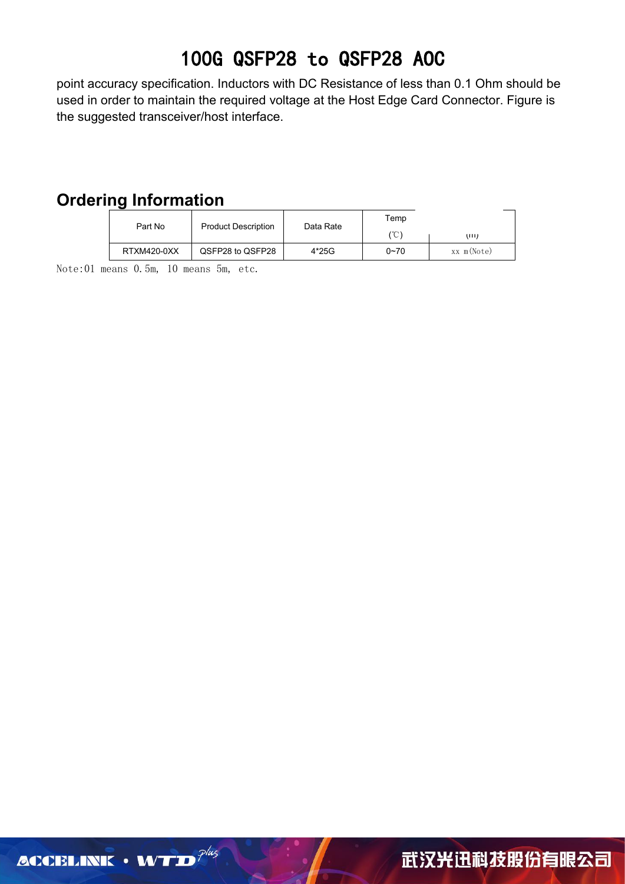point accuracy specification. Inductors with DC Resistance of less than 0.1 Ohm should be used in order to maintain the required voltage at the Host Edge Card Connector. Figure is the suggested transceiver/host interface.

## Ordering Information

| Part No | Product Description | Data Rate | Temp (℃) | (m) |
|---|---|---|---|---|
| RTXM420-0XX | QSFP28 to QSFP28 | 4*25G | 0~70 | xx m(Note) |

Note:01 means 0.5m, 10 means 5m, etc.